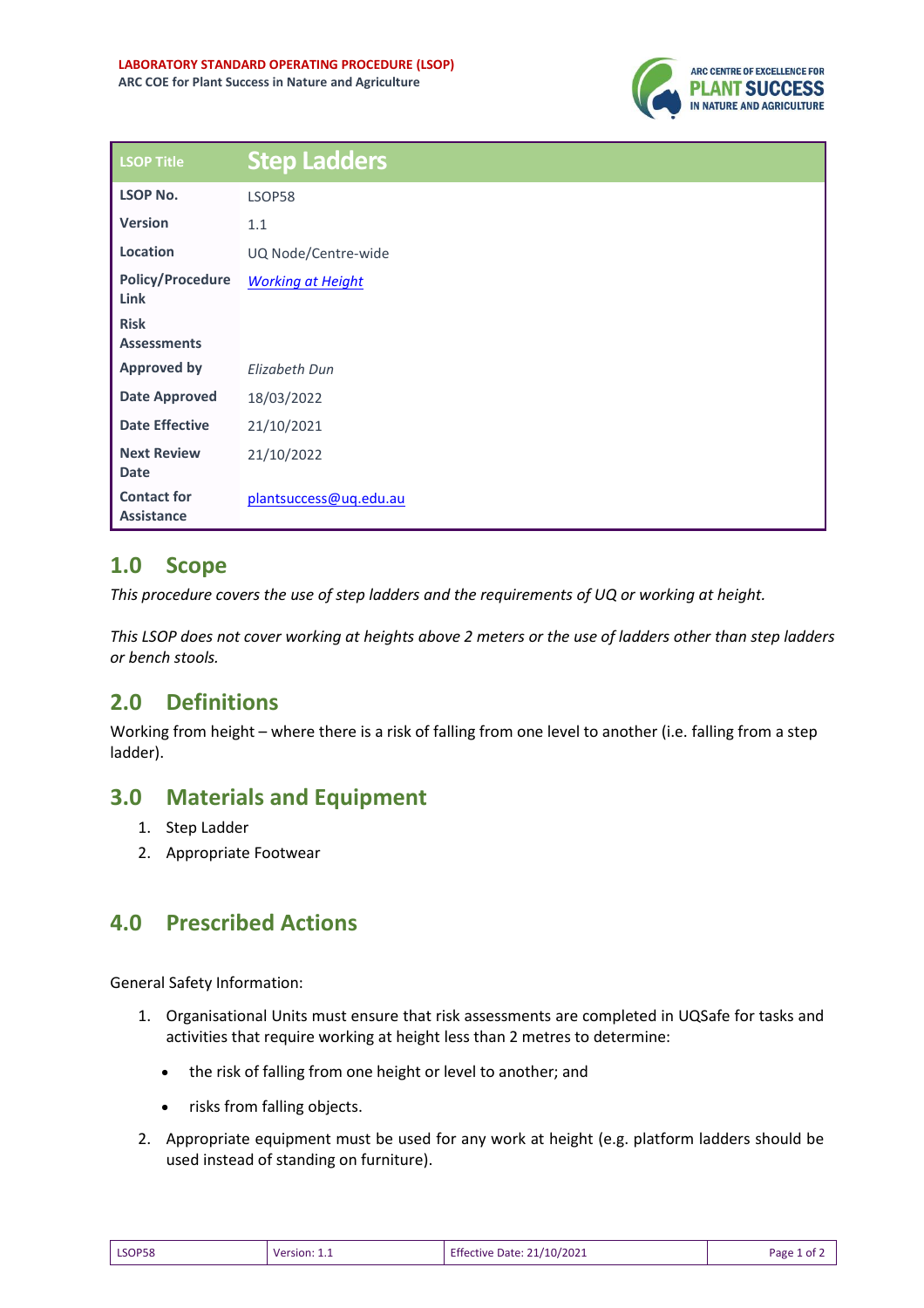**LABORATORY STANDARD OPERATING PROCEDURE (LSOP)**
**ARC COE for Plant Success in Nature and Agriculture**

| LSOP Title | Step Ladders |
|---|---|
| **LSOP No.** | LSOP58 |
| **Version** | 1.1 |
| **Location** | UQ Node/Centre-wide |
| **Policy/Procedure Link** | *Working at Height* |
| **Risk Assessments** | |
| **Approved by** | *Elizabeth Dun* |
| **Date Approved** | 18/03/2022 |
| **Date Effective** | 21/10/2021 |
| **Next Review Date** | 21/10/2022 |
| **Contact for Assistance** | plantsuccess@uq.edu.au |

## 1.0 Scope

*This procedure covers the use of step ladders and the requirements of UQ or working at height.*

*This LSOP does not cover working at heights above 2 meters or the use of ladders other than step ladders or bench stools.*

## 2.0 Definitions

Working from height – where there is a risk of falling from one level to another (i.e. falling from a step ladder).

## 3.0 Materials and Equipment

1. Step Ladder
2. Appropriate Footwear

## 4.0 Prescribed Actions

General Safety Information:

1. Organisational Units must ensure that risk assessments are completed in UQSafe for tasks and activities that require working at height less than 2 metres to determine:
   - the risk of falling from one height or level to another; and
   - risks from falling objects.
2. Appropriate equipment must be used for any work at height (e.g. platform ladders should be used instead of standing on furniture).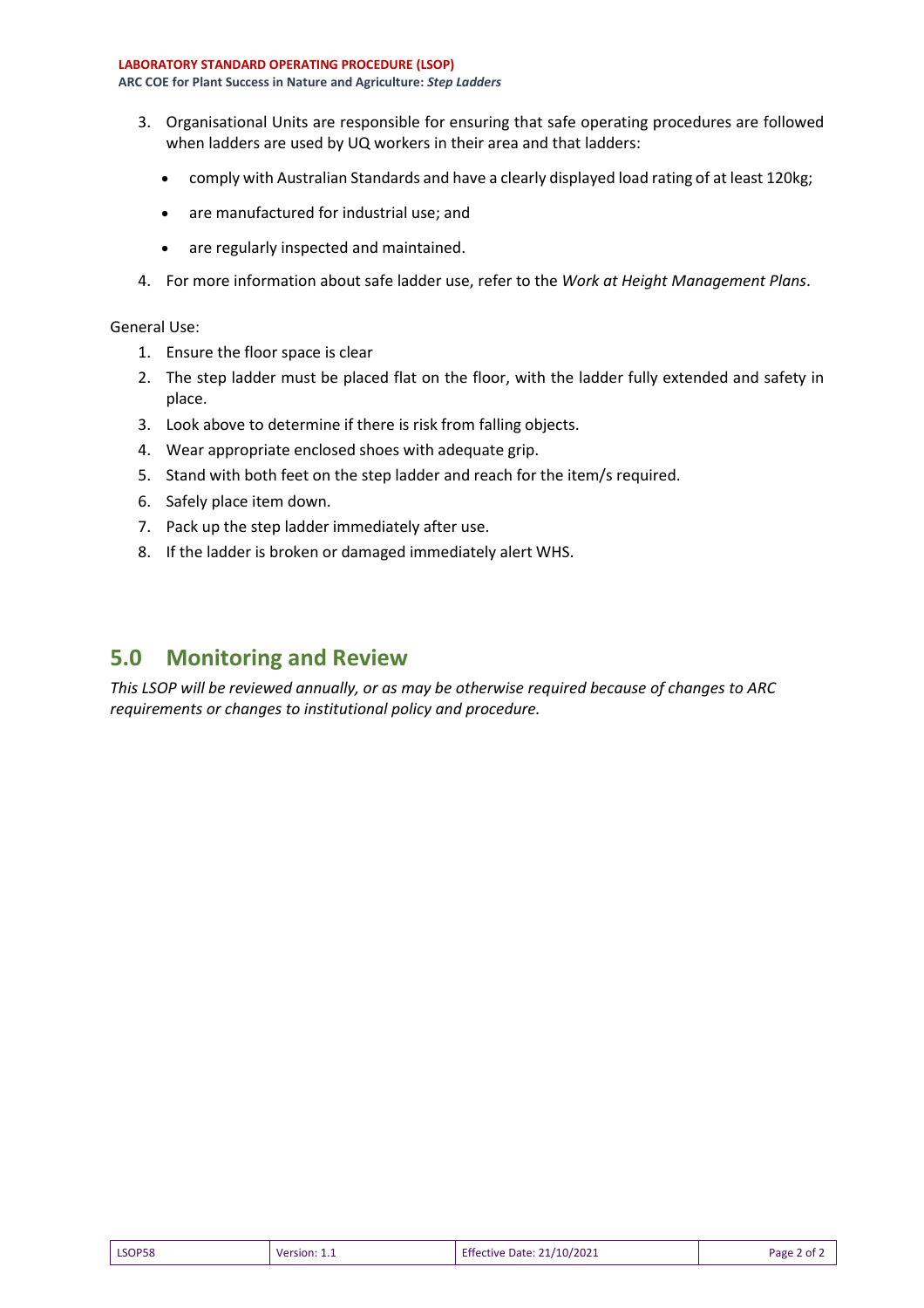3. Organisational Units are responsible for ensuring that safe operating procedures are followed when ladders are used by UQ workers in their area and that ladders:
   - comply with Australian Standards and have a clearly displayed load rating of at least 120kg;
   - are manufactured for industrial use; and
   - are regularly inspected and maintained.
4. For more information about safe ladder use, refer to the *Work at Height Management Plans*.

General Use:

1. Ensure the floor space is clear
2. The step ladder must be placed flat on the floor, with the ladder fully extended and safety in place.
3. Look above to determine if there is risk from falling objects.
4. Wear appropriate enclosed shoes with adequate grip.
5. Stand with both feet on the step ladder and reach for the item/s required.
6. Safely place item down.
7. Pack up the step ladder immediately after use.
8. If the ladder is broken or damaged immediately alert WHS.

## 5.0 Monitoring and Review

*This LSOP will be reviewed annually, or as may be otherwise required because of changes to ARC requirements or changes to institutional policy and procedure.*